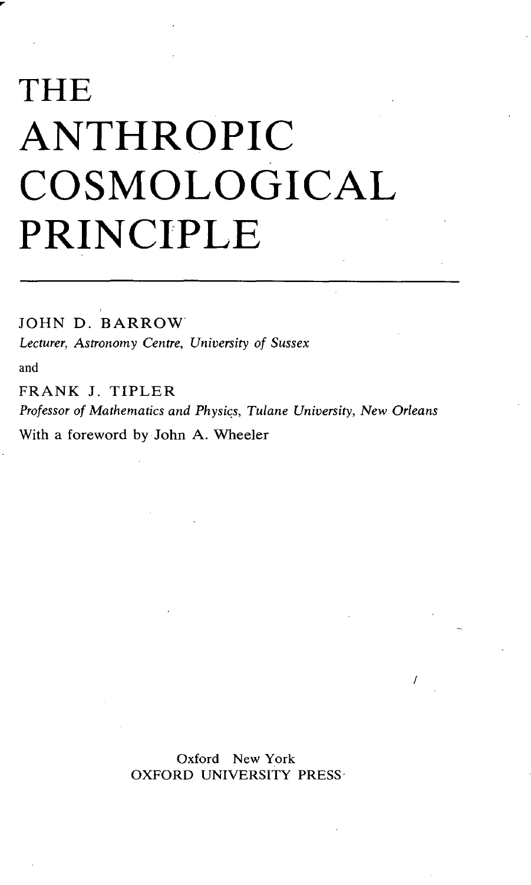# THE ANTHROPIC COSMOLOGICAL PRINCIPLE

JOHN D. BARROW

*Lecturer, Astronomy Centre, University of Sussex*

and

FRANK J. TIPLER

*Professor of Mathematics and Physics, Tulane University, New Orleans*

With a foreword by John A. Wheeler

Oxford New York

OXFORD UNIVERSITY PRESS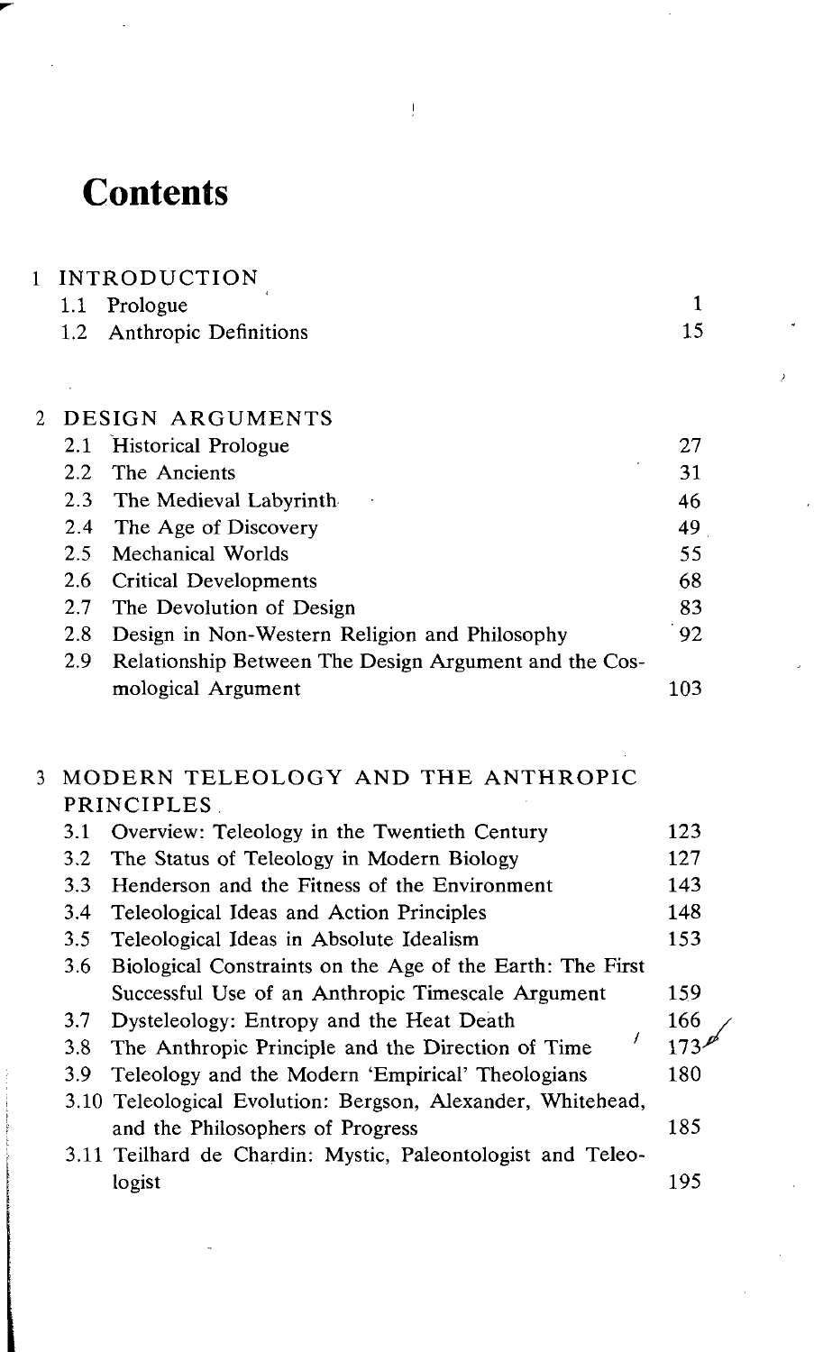# Contents

1 INTRODUCTION

| | | |
|---|---|---|
| 1.1 | Prologue | 1 |
| 1.2 | Anthropic Definitions | 15 |

2 DESIGN ARGUMENTS

| | | |
|---|---|---|
| 2.1 | Historical Prologue | 27 |
| 2.2 | The Ancients | 31 |
| 2.3 | The Medieval Labyrinth | 46 |
| 2.4 | The Age of Discovery | 49 |
| 2.5 | Mechanical Worlds | 55 |
| 2.6 | Critical Developments | 68 |
| 2.7 | The Devolution of Design | 83 |
| 2.8 | Design in Non-Western Religion and Philosophy | 92 |
| 2.9 | Relationship Between The Design Argument and the Cosmological Argument | 103 |

3 MODERN TELEOLOGY AND THE ANTHROPIC PRINCIPLES

| | | |
|---|---|---|
| 3.1 | Overview: Teleology in the Twentieth Century | 123 |
| 3.2 | The Status of Teleology in Modern Biology | 127 |
| 3.3 | Henderson and the Fitness of the Environment | 143 |
| 3.4 | Teleological Ideas and Action Principles | 148 |
| 3.5 | Teleological Ideas in Absolute Idealism | 153 |
| 3.6 | Biological Constraints on the Age of the Earth: The First Successful Use of an Anthropic Timescale Argument | 159 |
| 3.7 | Dysteleology: Entropy and the Heat Death | 166 |
| 3.8 | The Anthropic Principle and the Direction of Time | 173 |
| 3.9 | Teleology and the Modern 'Empirical' Theologians | 180 |
| 3.10 | Teleological Evolution: Bergson, Alexander, Whitehead, and the Philosophers of Progress | 185 |
| 3.11 | Teilhard de Chardin: Mystic, Paleontologist and Teleologist | 195 |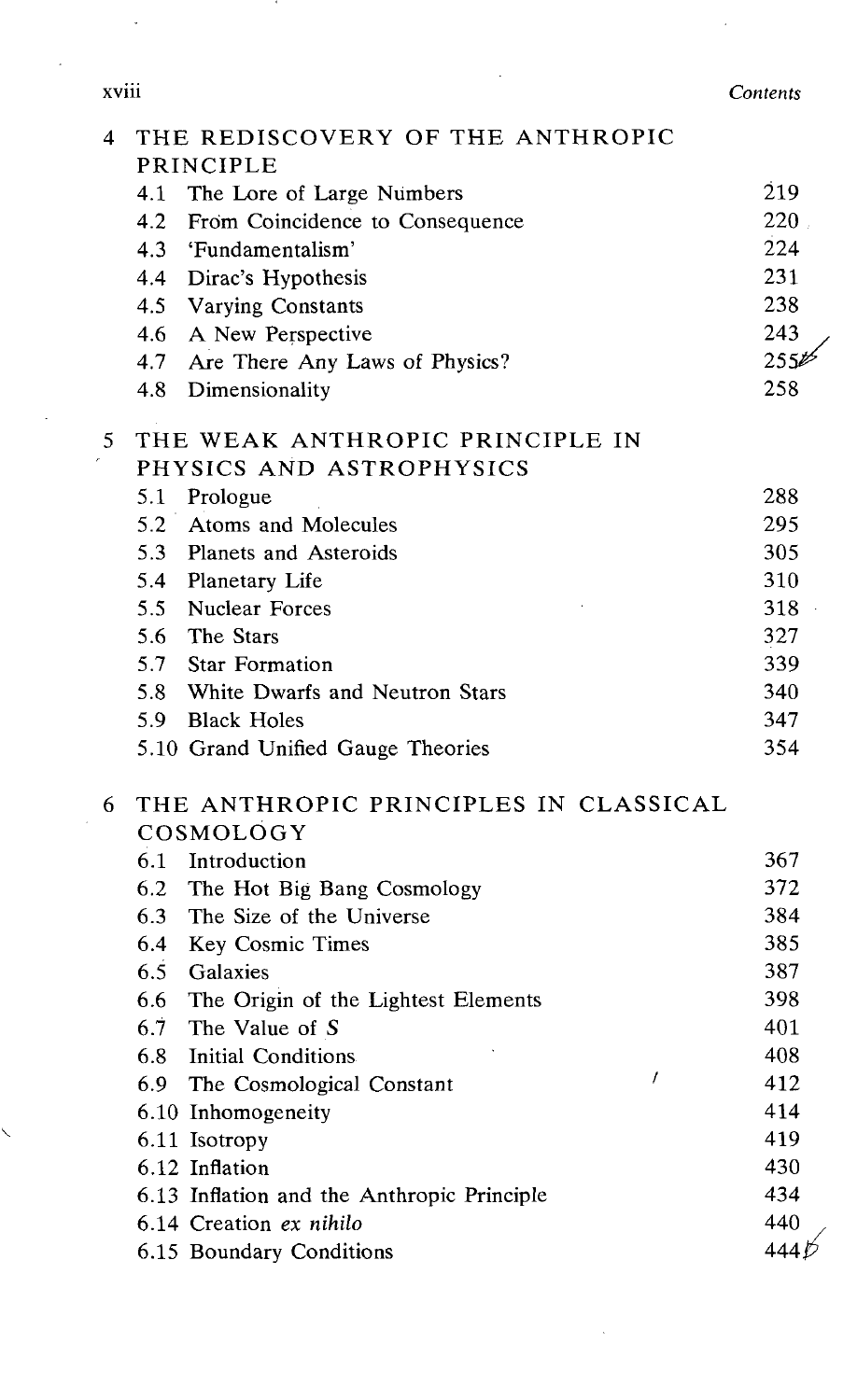| | | |
|---|---|---|
| **4** | **THE REDISCOVERY OF THE ANTHROPIC PRINCIPLE** | |
| 4.1 | The Lore of Large Numbers | 219 |
| 4.2 | From Coincidence to Consequence | 220 |
| 4.3 | 'Fundamentalism' | 224 |
| 4.4 | Dirac's Hypothesis | 231 |
| 4.5 | Varying Constants | 238 |
| 4.6 | A New Perspective | 243 |
| 4.7 | Are There Any Laws of Physics? | 255 |
| 4.8 | Dimensionality | 258 |
| **5** | **THE WEAK ANTHROPIC PRINCIPLE IN PHYSICS AND ASTROPHYSICS** | |
| 5.1 | Prologue | 288 |
| 5.2 | Atoms and Molecules | 295 |
| 5.3 | Planets and Asteroids | 305 |
| 5.4 | Planetary Life | 310 |
| 5.5 | Nuclear Forces | 318 |
| 5.6 | The Stars | 327 |
| 5.7 | Star Formation | 339 |
| 5.8 | White Dwarfs and Neutron Stars | 340 |
| 5.9 | Black Holes | 347 |
| 5.10 | Grand Unified Gauge Theories | 354 |
| **6** | **THE ANTHROPIC PRINCIPLES IN CLASSICAL COSMOLOGY** | |
| 6.1 | Introduction | 367 |
| 6.2 | The Hot Big Bang Cosmology | 372 |
| 6.3 | The Size of the Universe | 384 |
| 6.4 | Key Cosmic Times | 385 |
| 6.5 | Galaxies | 387 |
| 6.6 | The Origin of the Lightest Elements | 398 |
| 6.7 | The Value of $S$ | 401 |
| 6.8 | Initial Conditions | 408 |
| 6.9 | The Cosmological Constant | 412 |
| 6.10 | Inhomogeneity | 414 |
| 6.11 | Isotropy | 419 |
| 6.12 | Inflation | 430 |
| 6.13 | Inflation and the Anthropic Principle | 434 |
| 6.14 | Creation *ex nihilo* | 440 |
| 6.15 | Boundary Conditions | 444 |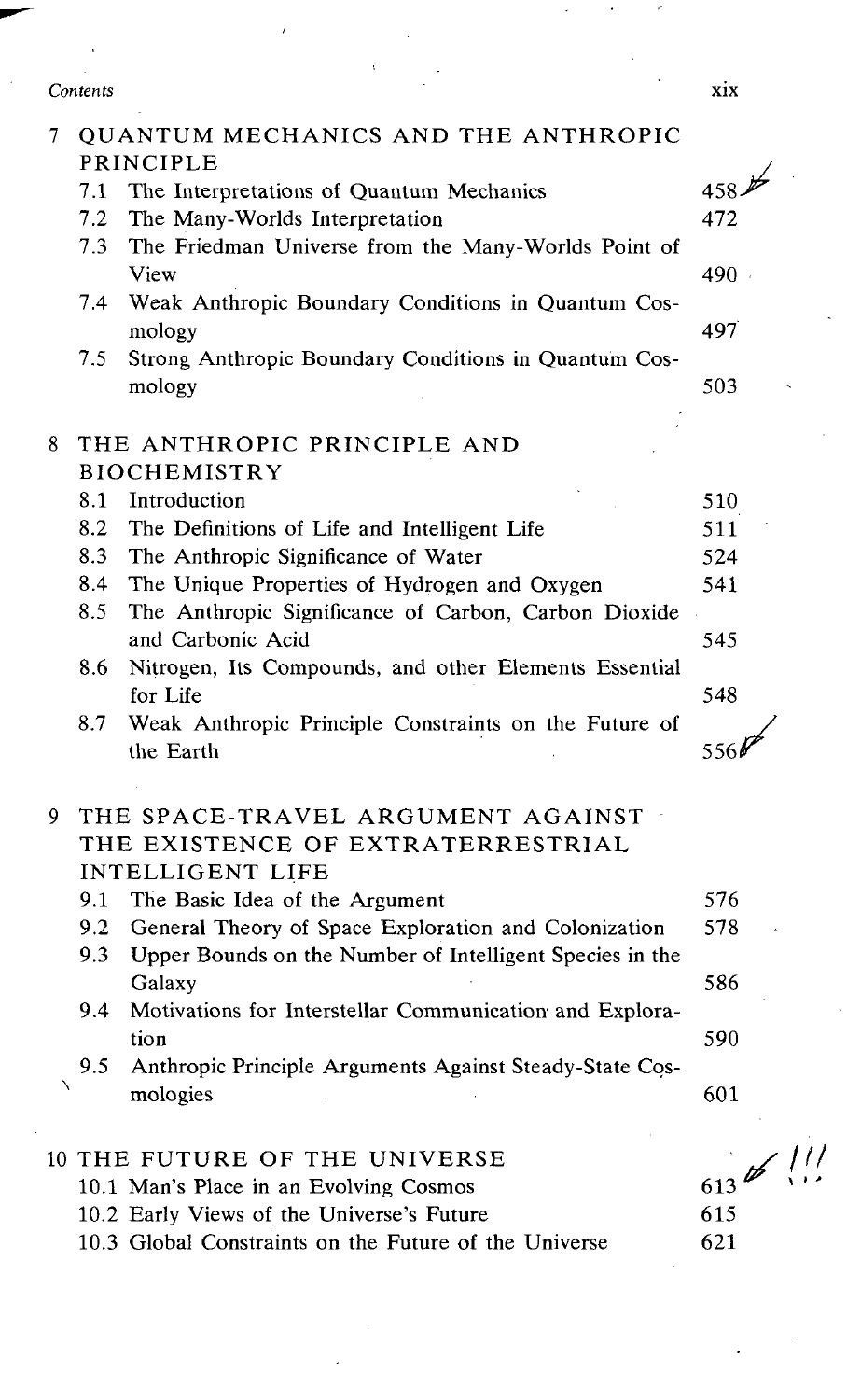| | | |
|---|---|---|
| **7** | **QUANTUM MECHANICS AND THE ANTHROPIC PRINCIPLE** | |
| 7.1 | The Interpretations of Quantum Mechanics | 458 |
| 7.2 | The Many-Worlds Interpretation | 472 |
| 7.3 | The Friedman Universe from the Many-Worlds Point of View | 490 |
| 7.4 | Weak Anthropic Boundary Conditions in Quantum Cosmology | 497 |
| 7.5 | Strong Anthropic Boundary Conditions in Quantum Cosmology | 503 |
| **8** | **THE ANTHROPIC PRINCIPLE AND BIOCHEMISTRY** | |
| 8.1 | Introduction | 510 |
| 8.2 | The Definitions of Life and Intelligent Life | 511 |
| 8.3 | The Anthropic Significance of Water | 524 |
| 8.4 | The Unique Properties of Hydrogen and Oxygen | 541 |
| 8.5 | The Anthropic Significance of Carbon, Carbon Dioxide and Carbonic Acid | 545 |
| 8.6 | Nitrogen, Its Compounds, and other Elements Essential for Life | 548 |
| 8.7 | Weak Anthropic Principle Constraints on the Future of the Earth | 556 |
| **9** | **THE SPACE-TRAVEL ARGUMENT AGAINST THE EXISTENCE OF EXTRATERRESTRIAL INTELLIGENT LIFE** | |
| 9.1 | The Basic Idea of the Argument | 576 |
| 9.2 | General Theory of Space Exploration and Colonization | 578 |
| 9.3 | Upper Bounds on the Number of Intelligent Species in the Galaxy | 586 |
| 9.4 | Motivations for Interstellar Communication and Exploration | 590 |
| 9.5 | Anthropic Principle Arguments Against Steady-State Cosmologies | 601 |
| **10** | **THE FUTURE OF THE UNIVERSE** | |
| 10.1 | Man's Place in an Evolving Cosmos | 613 |
| 10.2 | Early Views of the Universe's Future | 615 |
| 10.3 | Global Constraints on the Future of the Universe | 621 |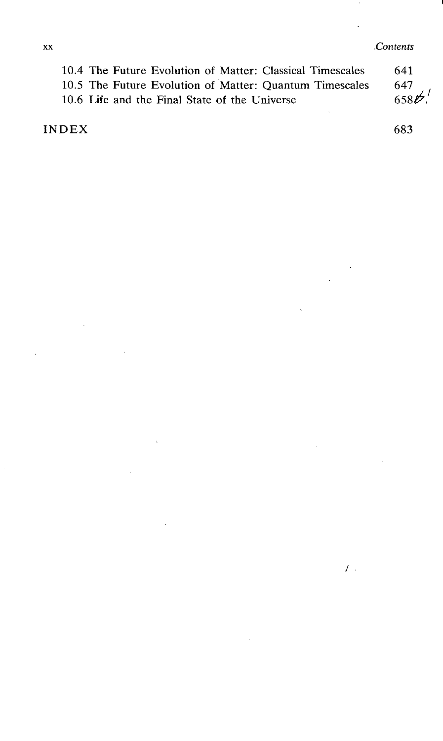| | |
| --- | --- |
| 10.4 The Future Evolution of Matter: Classical Timescales | 641 |
| 10.5 The Future Evolution of Matter: Quantum Timescales | 647 |
| 10.6 Life and the Final State of the Universe | 658 |

INDEX 683